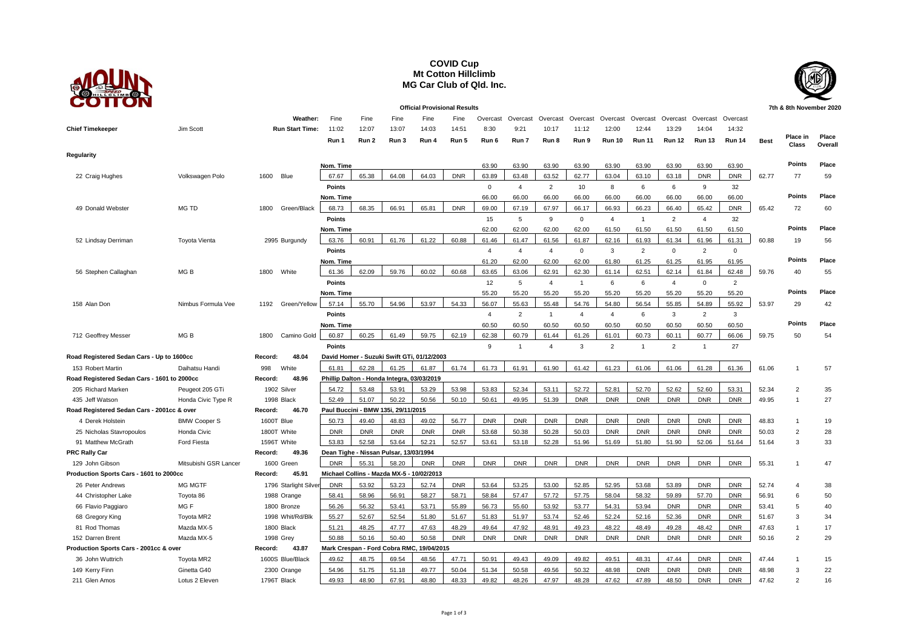# COVID Cup
## Mt Cotton Hillclimb
## MG Car Club of Qld. Inc.

**Official Provisional Results** — 7th & 8th November 2020

| | | | Weather: | Fine | Fine | Fine | Fine | Fine | Overcast | Overcast | Overcast | Overcast | Overcast | Overcast | Overcast | Overcast | Overcast | | | |
|---|---|---|---|---|---|---|---|---|---|---|---|---|---|---|---|---|---|---|---|---|
| **Chief Timekeeper** | Jim Scott | | **Run Start Time:** | 11:02 | 12:07 | 13:07 | 14:03 | 14:51 | 8:30 | 9:21 | 10:17 | 11:12 | 12:00 | 12:44 | 13:29 | 14:04 | 14:32 | | | |
| | | | | Run 1 | Run 2 | Run 3 | Run 4 | Run 5 | Run 6 | Run 7 | Run 8 | Run 9 | Run 10 | Run 11 | Run 12 | Run 13 | Run 14 | Best | Place in Class | Place Overall |
| **Regularity** | | | | | | | | | | | | | | | | | | | | |
| | | | | Nom. Time | | | | | 63.90 | 63.90 | 63.90 | 63.90 | 63.90 | 63.90 | 63.90 | 63.90 | 63.90 | | Points | Place |
| 22 Craig Hughes | Volkswagen Polo | 1600 | Blue | 67.67 | 65.38 | 64.08 | 64.03 | DNR | 63.89 | 63.48 | 63.52 | 62.77 | 63.04 | 63.10 | 63.18 | DNR | DNR | 62.77 | 77 | 59 |
| | | | | Points | | | | | 0 | 4 | 2 | 10 | 8 | 6 | 6 | 9 | 32 | | | |
| | | | | Nom. Time | | | | | 66.00 | 66.00 | 66.00 | 66.00 | 66.00 | 66.00 | 66.00 | 66.00 | 66.00 | | Points | Place |
| 49 Donald Webster | MG TD | 1800 | Green/Black | 68.73 | 68.35 | 66.91 | 65.81 | DNR | 69.00 | 67.19 | 67.97 | 66.17 | 66.93 | 66.23 | 66.40 | 65.42 | DNR | 65.42 | 72 | 60 |
| | | | | Points | | | | | 15 | 5 | 9 | 0 | 4 | 1 | 2 | 4 | 32 | | | |
| | | | | Nom. Time | | | | | 62.00 | 62.00 | 62.00 | 62.00 | 61.50 | 61.50 | 61.50 | 61.50 | 61.50 | | Points | Place |
| 52 Lindsay Derriman | Toyota Vienta | 2995 | Burgundy | 63.76 | 60.91 | 61.76 | 61.22 | 60.88 | 61.46 | 61.47 | 61.56 | 61.87 | 62.16 | 61.93 | 61.34 | 61.96 | 61.31 | 60.88 | 19 | 56 |
| | | | | Points | | | | | 4 | 4 | 4 | 0 | 3 | 2 | 0 | 2 | 0 | | | |
| | | | | Nom. Time | | | | | 61.20 | 62.00 | 62.00 | 62.00 | 61.80 | 61.25 | 61.25 | 61.95 | 61.95 | | Points | Place |
| 56 Stephen Callaghan | MG B | 1800 | White | 61.36 | 62.09 | 59.76 | 60.02 | 60.68 | 63.65 | 63.06 | 62.91 | 62.30 | 61.14 | 62.51 | 62.14 | 61.84 | 62.48 | 59.76 | 40 | 55 |
| | | | | Points | | | | | 12 | 5 | 4 | 1 | 6 | 6 | 4 | 0 | 2 | | | |
| | | | | Nom. Time | | | | | 55.20 | 55.20 | 55.20 | 55.20 | 55.20 | 55.20 | 55.20 | 55.20 | 55.20 | | Points | Place |
| 158 Alan Don | Nimbus Formula Vee | 1192 | Green/Yellow | 57.14 | 55.70 | 54.96 | 53.97 | 54.33 | 56.07 | 55.63 | 55.48 | 54.76 | 54.80 | 56.54 | 55.85 | 54.89 | 55.92 | 53.97 | 29 | 42 |
| | | | | Points | | | | | 4 | 2 | 1 | 4 | 4 | 6 | 3 | 2 | 3 | | | |
| | | | | Nom. Time | | | | | 60.50 | 60.50 | 60.50 | 60.50 | 60.50 | 60.50 | 60.50 | 60.50 | 60.50 | | Points | Place |
| 712 Geoffrey Messer | MG B | 1800 | Camino Gold | 60.87 | 60.25 | 61.49 | 59.75 | 62.19 | 62.38 | 60.79 | 61.44 | 61.26 | 61.01 | 60.73 | 60.11 | 60.77 | 66.06 | 59.75 | 50 | 54 |
| | | | | Points | | | | | 9 | 1 | 4 | 3 | 2 | 1 | 2 | 1 | 27 | | | |
| **Road Registered Sedan Cars - Up to 1600cc** | | Record: | 48.04 | David Homer - Suzuki Swift GTi, 01/12/2003 | | | | | | | | | | | | | | | | |
| 153 Robert Martin | Daihatsu Handi | 998 | White | 61.81 | 62.28 | 61.25 | 61.87 | 61.74 | 61.73 | 61.91 | 61.90 | 61.42 | 61.23 | 61.06 | 61.06 | 61.28 | 61.36 | 61.06 | 1 | 57 |
| **Road Registered Sedan Cars - 1601 to 2000cc** | | Record: | 48.96 | Phillip Dalton - Honda Integra, 03/03/2019 | | | | | | | | | | | | | | | | |
| 205 Richard Marken | Peugeot 205 GTi | 1902 | Silver | 54.72 | 53.48 | 53.91 | 53.29 | 53.98 | 53.83 | 52.34 | 53.11 | 52.72 | 52.81 | 52.70 | 52.62 | 52.60 | 53.31 | 52.34 | 2 | 35 |
| 435 Jeff Watson | Honda Civic Type R | 1998 | Black | 52.49 | 51.07 | 50.22 | 50.56 | 50.10 | 50.61 | 49.95 | 51.39 | DNR | DNR | DNR | DNR | DNR | DNR | 49.95 | 1 | 27 |
| **Road Registered Sedan Cars - 2001cc & over** | | Record: | 46.70 | Paul Buccini - BMW 135i, 29/11/2015 | | | | | | | | | | | | | | | | |
| 4 Derek Holstein | BMW Cooper S | 1600T | Blue | 50.73 | 49.40 | 48.83 | 49.02 | 56.77 | DNR | DNR | DNR | DNR | DNR | DNR | DNR | DNR | DNR | 48.83 | 1 | 19 |
| 25 Nicholas Stavropoulos | Honda Civic | 1800T | White | DNR | DNR | DNR | DNR | DNR | 53.68 | 50.38 | 50.28 | 50.03 | DNR | DNR | DNR | DNR | DNR | 50.03 | 2 | 28 |
| 91 Matthew McGrath | Ford Fiesta | 1596T | White | 53.83 | 52.58 | 53.64 | 52.21 | 52.57 | 53.61 | 53.18 | 52.28 | 51.96 | 51.69 | 51.80 | 51.90 | 52.06 | 51.64 | 51.64 | 3 | 33 |
| **PRC Rally Car** | | Record: | 49.36 | Dean Tighe - Nissan Pulsar, 13/03/1994 | | | | | | | | | | | | | | | | |
| 129 John Gibson | Mitsubishi GSR Lancer | 1600 | Green | DNR | 55.31 | 58.20 | DNR | DNR | DNR | DNR | DNR | DNR | DNR | DNR | DNR | DNR | DNR | 55.31 | 1 | 47 |
| **Production Sports Cars - 1601 to 2000cc** | | Record: | 45.91 | Michael Collins - Mazda MX-5 - 10/02/2013 | | | | | | | | | | | | | | | | |
| 26 Peter Andrews | MG MGTF | 1796 | Starlight Silver | DNR | 53.92 | 53.23 | 52.74 | DNR | 53.64 | 53.25 | 53.00 | 52.85 | 52.95 | 53.68 | 53.89 | DNR | DNR | 52.74 | 4 | 38 |
| 44 Christopher Lake | Toyota 86 | 1988 | Orange | 58.41 | 58.96 | 56.91 | 58.27 | 58.71 | 58.84 | 57.47 | 57.72 | 57.75 | 58.04 | 58.32 | 59.89 | 57.70 | DNR | 56.91 | 6 | 50 |
| 66 Flavio Paggiaro | MG F | 1800 | Bronze | 56.26 | 56.32 | 53.41 | 53.71 | 55.89 | 56.73 | 55.60 | 53.92 | 53.77 | 54.31 | 53.94 | DNR | DNR | DNR | 53.41 | 5 | 40 |
| 68 Gregory King | Toyota MR2 | 1998 | Whit/Rd/Blk | 55.27 | 52.67 | 52.54 | 51.80 | 51.67 | 51.83 | 51.97 | 53.74 | 52.46 | 52.24 | 52.16 | 52.36 | DNR | DNR | 51.67 | 3 | 34 |
| 81 Rod Thomas | Mazda MX-5 | 1800 | Black | 51.21 | 48.25 | 47.77 | 47.63 | 48.29 | 49.64 | 47.92 | 48.91 | 49.23 | 48.22 | 48.49 | 49.28 | 48.42 | DNR | 47.63 | 1 | 17 |
| 152 Darren Brent | Mazda MX-5 | 1998 | Grey | 50.88 | 50.16 | 50.40 | 50.58 | DNR | DNR | DNR | DNR | DNR | DNR | DNR | DNR | DNR | DNR | 50.16 | 2 | 29 |
| **Production Sports Cars - 2001cc & over** | | Record: | 43.87 | Mark Crespan - Ford Cobra RMC, 19/04/2015 | | | | | | | | | | | | | | | | |
| 36 John Wuttrich | Toyota MR2 | 1600S | Blue/Black | 49.62 | 48.75 | 69.54 | 48.56 | 47.71 | 50.91 | 49.43 | 49.09 | 49.82 | 49.51 | 48.31 | 47.44 | DNR | DNR | 47.44 | 1 | 15 |
| 149 Kerry Finn | Ginetta G40 | 2300 | Orange | 54.96 | 51.75 | 51.18 | 49.77 | 50.04 | 51.34 | 50.58 | 49.56 | 50.32 | 48.98 | DNR | DNR | DNR | DNR | 48.98 | 3 | 22 |
| 211 Glen Amos | Lotus 2 Eleven | 1796T | Black | 49.93 | 48.90 | 67.91 | 48.80 | 48.33 | 49.82 | 48.26 | 47.97 | 48.28 | 47.62 | 47.89 | 48.50 | DNR | DNR | 47.62 | 2 | 16 |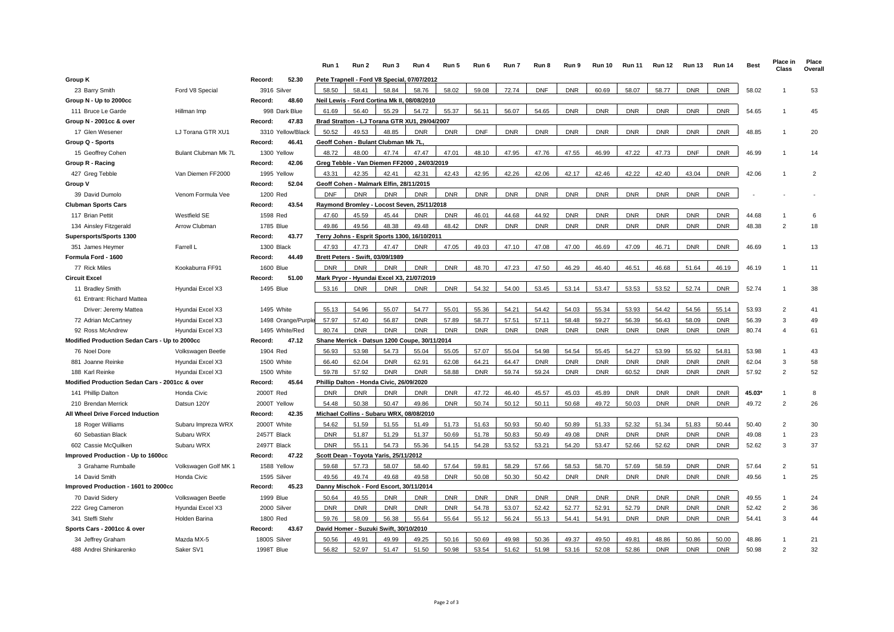| | | | Run 1 | Run 2 | Run 3 | Run 4 | Run 5 | Run 6 | Run 7 | Run 8 | Run 9 | Run 10 | Run 11 | Run 12 | Run 13 | Run 14 | Best | Place in Class | Place Overall |
|---|---|---|---|---|---|---|---|---|---|---|---|---|---|---|---|---|---|---|---|---|
| **Group K** | | Record: 52.30 | Pete Trapnell - Ford V8 Special, 07/07/2012 | | | | | | | | | | | | | | | | |
| 23 Barry Smith | Ford V8 Special | 3916 Silver | 58.50 | 58.41 | 58.84 | 58.76 | 58.02 | 59.08 | 72.74 | DNF | DNR | 60.69 | 58.07 | 58.77 | DNR | DNR | 58.02 | 1 | 53 |
| **Group N - Up to 2000cc** | | Record: 48.60 | Neil Lewis - Ford Cortina Mk II, 08/08/2010 | | | | | | | | | | | | | | | | |
| 111 Bruce Le Garde | Hillman Imp | 998 Dark Blue | 61.69 | 56.40 | 55.29 | 54.72 | 55.37 | 56.11 | 56.07 | 54.65 | DNR | DNR | DNR | DNR | DNR | DNR | 54.65 | 1 | 45 |
| **Group N - 2001cc & over** | | Record: 47.83 | Brad Stratton - LJ Torana GTR XU1, 29/04/2007 | | | | | | | | | | | | | | | | |
| 17 Glen Wesener | LJ Torana GTR XU1 | 3310 Yellow/Black | 50.52 | 49.53 | 48.85 | DNR | DNR | DNF | DNR | DNR | DNR | DNR | DNR | DNR | DNR | DNR | 48.85 | 1 | 20 |
| **Group Q - Sports** | | Record: 46.41 | Geoff Cohen - Bulant Clubman Mk 7L, | | | | | | | | | | | | | | | | |
| 15 Geoffrey Cohen | Bulant Clubman Mk 7L | 1300 Yellow | 48.72 | 48.00 | 47.74 | 47.47 | 47.01 | 48.10 | 47.95 | 47.76 | 47.55 | 46.99 | 47.22 | 47.73 | DNF | DNR | 46.99 | 1 | 14 |
| **Group R - Racing** | | Record: 42.06 | Greg Tebble - Van Diemen FF2000 , 24/03/2019 | | | | | | | | | | | | | | | | |
| 427 Greg Tebble | Van Diemen FF2000 | 1995 Yellow | 43.31 | 42.35 | 42.41 | 42.31 | 42.43 | 42.95 | 42.26 | 42.06 | 42.17 | 42.46 | 42.22 | 42.40 | 43.04 | DNR | 42.06 | 1 | 2 |
| **Group V** | | Record: 52.04 | Geoff Cohen - Malmark Elfin, 28/11/2015 | | | | | | | | | | | | | | | | |
| 39 David Dumolo | Venom Formula Vee | 1200 Red | DNF | DNR | DNR | DNR | DNR | DNR | DNR | DNR | DNR | DNR | DNR | DNR | DNR | DNR | - | - | - |
| **Clubman Sports Cars** | | Record: 43.54 | Raymond Bromley - Locost Seven, 25/11/2018 | | | | | | | | | | | | | | | | |
| 117 Brian Pettit | Westfield SE | 1598 Red | 47.60 | 45.59 | 45.44 | DNR | DNR | 46.01 | 44.68 | 44.92 | DNR | DNR | DNR | DNR | DNR | DNR | 44.68 | 1 | 6 |
| 134 Ainsley Fitzgerald | Arrow Clubman | 1785 Blue | 49.86 | 49.56 | 48.38 | 49.48 | 48.42 | DNR | DNR | DNR | DNR | DNR | DNR | DNR | DNR | DNR | 48.38 | 2 | 18 |
| **Supersports/Sports 1300** | | Record: 43.77 | Terry Johns - Esprit Sports 1300, 16/10/2011 | | | | | | | | | | | | | | | | |
| 351 James Heymer | Farrell L | 1300 Black | 47.93 | 47.73 | 47.47 | DNR | 47.05 | 49.03 | 47.10 | 47.08 | 47.00 | 46.69 | 47.09 | 46.71 | DNR | DNR | 46.69 | 1 | 13 |
| **Formula Ford - 1600** | | Record: 44.49 | Brett Peters - Swift, 03/09/1989 | | | | | | | | | | | | | | | | |
| 77 Rick Miles | Kookaburra FF91 | 1600 Blue | DNR | DNR | DNR | DNR | DNR | 48.70 | 47.23 | 47.50 | 46.29 | 46.40 | 46.51 | 46.68 | 51.64 | 46.19 | 46.19 | 1 | 11 |
| **Circuit Excel** | | Record: 51.00 | Mark Pryor - Hyundai Excel X3, 21/07/2019 | | | | | | | | | | | | | | | | |
| 11 Bradley Smith | Hyundai Excel X3 | 1495 Blue | 53.16 | DNR | DNR | DNR | DNR | 54.32 | 54.00 | 53.45 | 53.14 | 53.47 | 53.53 | 53.52 | 52.74 | DNR | 52.74 | 1 | 38 |
| 61 Entrant: Richard Mattea | | | | | | | | | | | | | | | | | | | |
| Driver: Jeremy Mattea | Hyundai Excel X3 | 1495 White | 55.13 | 54.96 | 55.07 | 54.77 | 55.01 | 55.36 | 54.21 | 54.42 | 54.03 | 55.34 | 53.93 | 54.42 | 54.56 | 55.14 | 53.93 | 2 | 41 |
| 72 Adrian McCartney | Hyundai Excel X3 | 1498 Orange/Purple | 57.97 | 57.40 | 56.87 | DNR | 57.89 | 58.77 | 57.51 | 57.11 | 58.48 | 59.27 | 56.39 | 56.43 | 58.09 | DNR | 56.39 | 3 | 49 |
| 92 Ross McAndrew | Hyundai Excel X3 | 1495 White/Red | 80.74 | DNR | DNR | DNR | DNR | DNR | DNR | DNR | DNR | DNR | DNR | DNR | DNR | DNR | 80.74 | 4 | 61 |
| **Modified Production Sedan Cars - Up to 2000cc** | | Record: 47.12 | Shane Merrick - Datsun 1200 Coupe, 30/11/2014 | | | | | | | | | | | | | | | | |
| 76 Noel Dore | Volkswagen Beetle | 1904 Red | 56.93 | 53.98 | 54.73 | 55.04 | 55.05 | 57.07 | 55.04 | 54.98 | 54.54 | 55.45 | 54.27 | 53.99 | 55.92 | 54.81 | 53.98 | 1 | 43 |
| 881 Joanne Reinke | Hyundai Excel X3 | 1500 White | 66.40 | 62.04 | DNR | 62.91 | 62.08 | 64.21 | 64.47 | DNR | DNR | DNR | DNR | DNR | DNR | DNR | 62.04 | 3 | 58 |
| 188 Karl Reinke | Hyundai Excel X3 | 1500 White | 59.78 | 57.92 | DNR | DNR | 58.88 | DNR | 59.74 | 59.24 | DNR | DNR | 60.52 | DNR | DNR | DNR | 57.92 | 2 | 52 |
| **Modified Production Sedan Cars - 2001cc & over** | | Record: 45.64 | Phillip Dalton - Honda Civic, 26/09/2020 | | | | | | | | | | | | | | | | |
| 141 Phillip Dalton | Honda Civic | 2000T Red | DNR | DNR | DNR | DNR | DNR | 47.72 | 46.40 | 45.57 | 45.03 | 45.89 | DNR | DNR | DNR | DNR | 45.03* | 1 | 8 |
| 210 Brendan Merrick | Datsun 120Y | 2000T Yellow | 54.48 | 50.38 | 50.47 | 49.86 | DNR | 50.74 | 50.12 | 50.11 | 50.68 | 49.72 | 50.03 | DNR | DNR | DNR | 49.72 | 2 | 26 |
| **All Wheel Drive Forced Induction** | | Record: 42.35 | Michael Collins - Subaru WRX, 08/08/2010 | | | | | | | | | | | | | | | | |
| 18 Roger Williams | Subaru Impreza WRX | 2000T White | 54.62 | 51.59 | 51.55 | 51.49 | 51.73 | 51.63 | 50.93 | 50.40 | 50.89 | 51.33 | 52.32 | 51.34 | 51.83 | 50.44 | 50.40 | 2 | 30 |
| 60 Sebastian Black | Subaru WRX | 2457T Black | DNR | 51.87 | 51.29 | 51.37 | 50.69 | 51.78 | 50.83 | 50.49 | 49.08 | DNR | DNR | DNR | DNR | DNR | 49.08 | 1 | 23 |
| 602 Cassie McQuilken | Subaru WRX | 2497T Black | DNR | 55.11 | 54.73 | 55.36 | 54.15 | 54.28 | 53.52 | 53.21 | 54.20 | 53.47 | 52.66 | 52.62 | DNR | DNR | 52.62 | 3 | 37 |
| **Improved Production - Up to 1600cc** | | Record: 47.22 | Scott Dean - Toyota Yaris, 25/11/2012 | | | | | | | | | | | | | | | | |
| 3 Grahame Rumballe | Volkswagen Golf MK 1 | 1588 Yellow | 59.68 | 57.73 | 58.07 | 58.40 | 57.64 | 59.81 | 58.29 | 57.66 | 58.53 | 58.70 | 57.69 | 58.59 | DNR | DNR | 57.64 | 2 | 51 |
| 14 David Smith | Honda Civic | 1595 Silver | 49.56 | 49.74 | 49.68 | 49.58 | DNR | 50.08 | 50.30 | 50.42 | DNR | DNR | DNR | DNR | DNR | DNR | 49.56 | 1 | 25 |
| **Improved Production - 1601 to 2000cc** | | Record: 45.23 | Danny Mischok - Ford Escort, 30/11/2014 | | | | | | | | | | | | | | | | |
| 70 David Sidery | Volkswagen Beetle | 1999 Blue | 50.64 | 49.55 | DNR | DNR | DNR | DNR | DNR | DNR | DNR | DNR | DNR | DNR | DNR | DNR | 49.55 | 1 | 24 |
| 222 Greg Cameron | Hyundai Excel X3 | 2000 Silver | DNR | DNR | DNR | DNR | DNR | 54.78 | 53.07 | 52.42 | 52.77 | 52.91 | 52.79 | DNR | DNR | DNR | 52.42 | 2 | 36 |
| 341 Steffi Stehr | Holden Barina | 1800 Red | 59.76 | 58.09 | 56.38 | 55.64 | 55.64 | 55.12 | 56.24 | 55.13 | 54.41 | 54.91 | DNR | DNR | DNR | DNR | 54.41 | 3 | 44 |
| **Sports Cars - 2001cc & over** | | Record: 43.67 | David Homer - Suzuki Swift, 30/10/2010 | | | | | | | | | | | | | | | | |
| 34 Jeffrey Graham | Mazda MX-5 | 1800S Silver | 50.56 | 49.91 | 49.99 | 49.25 | 50.16 | 50.69 | 49.98 | 50.36 | 49.37 | 49.50 | 49.81 | 48.86 | 50.86 | 50.00 | 48.86 | 1 | 21 |
| 488 Andrei Shinkarenko | Saker SV1 | 1998T Blue | 56.82 | 52.97 | 51.47 | 51.50 | 50.98 | 53.54 | 51.62 | 51.98 | 53.16 | 52.08 | 52.86 | DNR | DNR | DNR | 50.98 | 2 | 32 |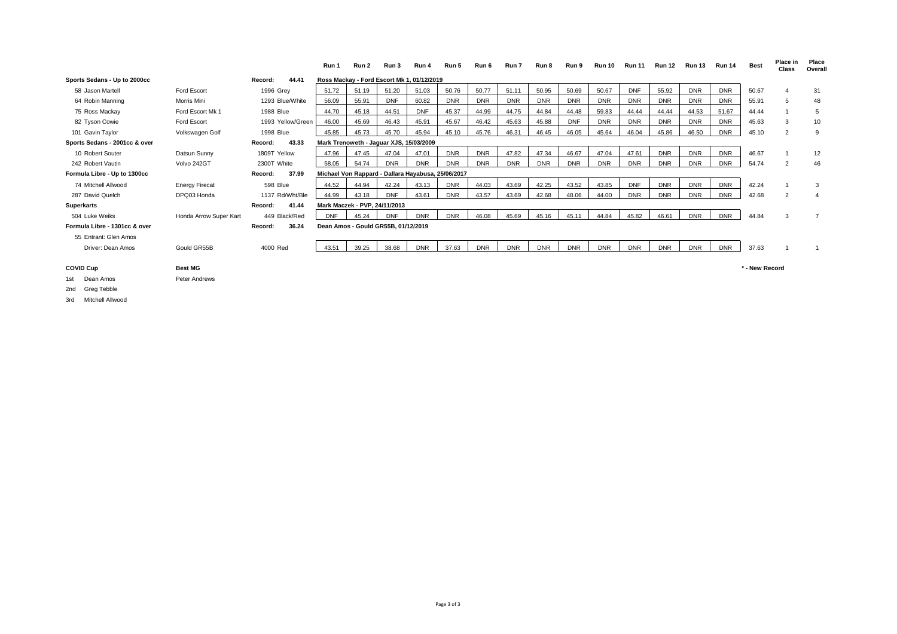| | | | Run 1 | Run 2 | Run 3 | Run 4 | Run 5 | Run 6 | Run 7 | Run 8 | Run 9 | Run 10 | Run 11 | Run 12 | Run 13 | Run 14 | Best | Place in Class | Place Overall |
|---|---|---|---|---|---|---|---|---|---|---|---|---|---|---|---|---|---|---|---|---|
| **Sports Sedans - Up to 2000cc** | | **Record: 44.41** | **Ross Mackay - Ford Escort Mk 1, 01/12/2019** | | | | | | | | | | | | | | | | |
| 58 Jason Martell | Ford Escort | 1996 Grey | 51.72 | 51.19 | 51.20 | 51.03 | 50.76 | 50.77 | 51.11 | 50.95 | 50.69 | 50.67 | DNF | 55.92 | DNR | DNR | 50.67 | 4 | 31 |
| 64 Robin Manning | Morris Mini | 1293 Blue/White | 56.09 | 55.91 | DNF | 60.82 | DNR | DNR | DNR | DNR | DNR | DNR | DNR | DNR | DNR | DNR | 55.91 | 5 | 48 |
| 75 Ross Mackay | Ford Escort Mk 1 | 1988 Blue | 44.70 | 45.18 | 44.51 | DNF | 45.37 | 44.99 | 44.75 | 44.84 | 44.48 | 59.83 | 44.44 | 44.44 | 44.53 | 51.67 | 44.44 | 1 | 5 |
| 82 Tyson Cowie | Ford Escort | 1993 Yellow/Green | 46.00 | 45.69 | 46.43 | 45.91 | 45.67 | 46.42 | 45.63 | 45.88 | DNF | DNR | DNR | DNR | DNR | DNR | 45.63 | 3 | 10 |
| 101 Gavin Taylor | Volkswagen Golf | 1998 Blue | 45.85 | 45.73 | 45.70 | 45.94 | 45.10 | 45.76 | 46.31 | 46.45 | 46.05 | 45.64 | 46.04 | 45.86 | 46.50 | DNR | 45.10 | 2 | 9 |
| **Sports Sedans - 2001cc & over** | | **Record: 43.33** | **Mark Trenoweth - Jaguar XJS, 15/03/2009** | | | | | | | | | | | | | | | | |
| 10 Robert Souter | Datsun Sunny | 1809T Yellow | 47.96 | 47.45 | 47.04 | 47.01 | DNR | DNR | 47.82 | 47.34 | 46.67 | 47.04 | 47.61 | DNR | DNR | DNR | 46.67 | 1 | 12 |
| 242 Robert Vautin | Volvo 242GT | 2300T White | 58.05 | 54.74 | DNR | DNR | DNR | DNR | DNR | DNR | DNR | DNR | DNR | DNR | DNR | DNR | 54.74 | 2 | 46 |
| **Formula Libre - Up to 1300cc** | | **Record: 37.99** | **Michael Von Rappard - Dallara Hayabusa, 25/06/2017** | | | | | | | | | | | | | | | | |
| 74 Mitchell Allwood | Energy Firecat | 598 Blue | 44.52 | 44.94 | 42.24 | 43.13 | DNR | 44.03 | 43.69 | 42.25 | 43.52 | 43.85 | DNF | DNR | DNR | DNR | 42.24 | 1 | 3 |
| 287 David Quelch | DPQ03 Honda | 1137 Rd/Wht/Ble | 44.99 | 43.18 | DNF | 43.61 | DNR | 43.57 | 43.69 | 42.68 | 48.06 | 44.00 | DNR | DNR | DNR | DNR | 42.68 | 2 | 4 |
| **Superkarts** | | **Record: 41.44** | **Mark Maczek - PVP, 24/11/2013** | | | | | | | | | | | | | | | | |
| 504 Luke Weiks | Honda Arrow Super Kart | 449 Black/Red | DNF | 45.24 | DNF | DNR | DNR | 46.08 | 45.69 | 45.16 | 45.11 | 44.84 | 45.82 | 46.61 | DNR | DNR | 44.84 | 3 | 7 |
| **Formula Libre - 1301cc & over** | | **Record: 36.24** | **Dean Amos - Gould GR55B, 01/12/2019** | | | | | | | | | | | | | | | | |
| 55 Entrant: Glen Amos | | | | | | | | | | | | | | | | | | | |
| Driver: Dean Amos | Gould GR55B | 4000 Red | 43.51 | 39.25 | 38.68 | DNR | 37.63 | DNR | DNR | DNR | DNR | DNR | DNR | DNR | DNR | DNR | 37.63 | 1 | 1 |

**COVID Cup**

1st Dean Amos

2nd Greg Tebble

3rd Mitchell Allwood

**Best MG**

Peter Andrews

**\* - New Record**